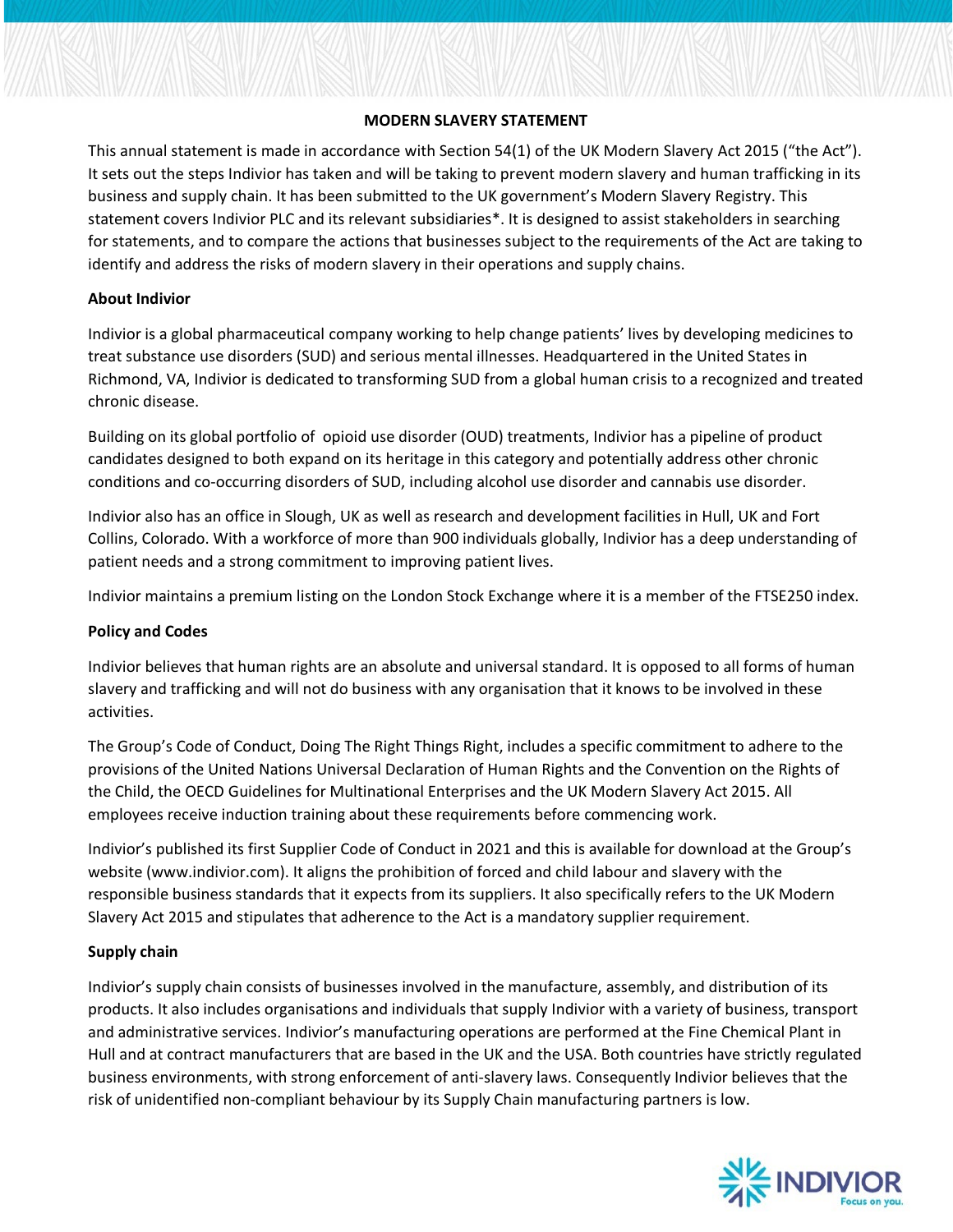# MODERN SLAVERY STATEMENT

This annual statement is made in accordance with Section 54(1) of the UK Modern Slavery Act 2015 ("the Act"). It sets out the steps Indivior has taken and will be taking to prevent modern slavery and human trafficking in its business and supply chain. It has been submitted to the UK government's Modern Slavery Registry. This statement covers Indivior PLC and its relevant subsidiaries*. It is designed to assist stakeholders in searching for statements, and to compare the actions that businesses subject to the requirements of the Act are taking to identify and address the risks of modern slavery in their operations and supply chains.

## About Indivior

Indivior is a global pharmaceutical company working to help change patients' lives by developing medicines to treat substance use disorders (SUD) and serious mental illnesses. Headquartered in the United States in Richmond, VA, Indivior is dedicated to transforming SUD from a global human crisis to a recognized and treated chronic disease.

Building on its global portfolio of opioid use disorder (OUD) treatments, Indivior has a pipeline of product candidates designed to both expand on its heritage in this category and potentially address other chronic conditions and co-occurring disorders of SUD, including alcohol use disorder and cannabis use disorder.

Indivior also has an office in Slough, UK as well as research and development facilities in Hull, UK and Fort Collins, Colorado. With a workforce of more than 900 individuals globally, Indivior has a deep understanding of patient needs and a strong commitment to improving patient lives.

Indivior maintains a premium listing on the London Stock Exchange where it is a member of the FTSE250 index.

## Policy and Codes

Indivior believes that human rights are an absolute and universal standard. It is opposed to all forms of human slavery and trafficking and will not do business with any organisation that it knows to be involved in these activities.

The Group's Code of Conduct, Doing The Right Things Right, includes a specific commitment to adhere to the provisions of the United Nations Universal Declaration of Human Rights and the Convention on the Rights of the Child, the OECD Guidelines for Multinational Enterprises and the UK Modern Slavery Act 2015. All employees receive induction training about these requirements before commencing work.

Indivior's published its first Supplier Code of Conduct in 2021 and this is available for download at the Group's website (www.indivior.com). It aligns the prohibition of forced and child labour and slavery with the responsible business standards that it expects from its suppliers. It also specifically refers to the UK Modern Slavery Act 2015 and stipulates that adherence to the Act is a mandatory supplier requirement.

## Supply chain

Indivior's supply chain consists of businesses involved in the manufacture, assembly, and distribution of its products. It also includes organisations and individuals that supply Indivior with a variety of business, transport and administrative services. Indivior's manufacturing operations are performed at the Fine Chemical Plant in Hull and at contract manufacturers that are based in the UK and the USA. Both countries have strictly regulated business environments, with strong enforcement of anti-slavery laws. Consequently Indivior believes that the risk of unidentified non-compliant behaviour by its Supply Chain manufacturing partners is low.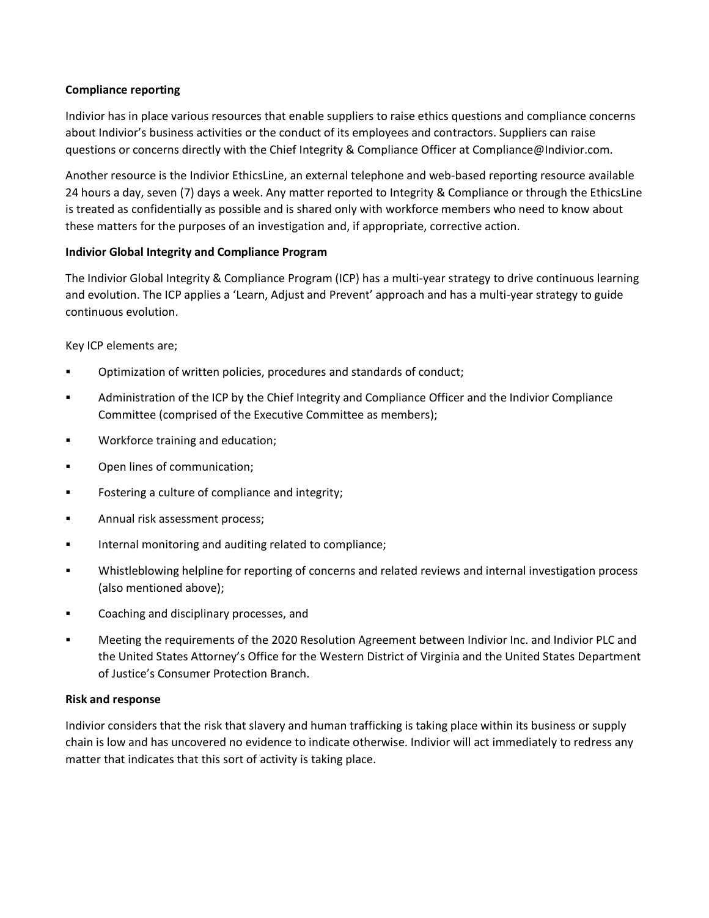**Compliance reporting**

Indivior has in place various resources that enable suppliers to raise ethics questions and compliance concerns about Indivior's business activities or the conduct of its employees and contractors. Suppliers can raise questions or concerns directly with the Chief Integrity & Compliance Officer at Compliance@Indivior.com.

Another resource is the Indivior EthicsLine, an external telephone and web-based reporting resource available 24 hours a day, seven (7) days a week. Any matter reported to Integrity & Compliance or through the EthicsLine is treated as confidentially as possible and is shared only with workforce members who need to know about these matters for the purposes of an investigation and, if appropriate, corrective action.

**Indivior Global Integrity and Compliance Program**

The Indivior Global Integrity & Compliance Program (ICP) has a multi-year strategy to drive continuous learning and evolution. The ICP applies a 'Learn, Adjust and Prevent' approach and has a multi-year strategy to guide continuous evolution.

Key ICP elements are;

- Optimization of written policies, procedures and standards of conduct;
- Administration of the ICP by the Chief Integrity and Compliance Officer and the Indivior Compliance Committee (comprised of the Executive Committee as members);
- Workforce training and education;
- Open lines of communication;
- Fostering a culture of compliance and integrity;
- Annual risk assessment process;
- Internal monitoring and auditing related to compliance;
- Whistleblowing helpline for reporting of concerns and related reviews and internal investigation process (also mentioned above);
- Coaching and disciplinary processes, and
- Meeting the requirements of the 2020 Resolution Agreement between Indivior Inc. and Indivior PLC and the United States Attorney's Office for the Western District of Virginia and the United States Department of Justice's Consumer Protection Branch.

**Risk and response**

Indivior considers that the risk that slavery and human trafficking is taking place within its business or supply chain is low and has uncovered no evidence to indicate otherwise. Indivior will act immediately to redress any matter that indicates that this sort of activity is taking place.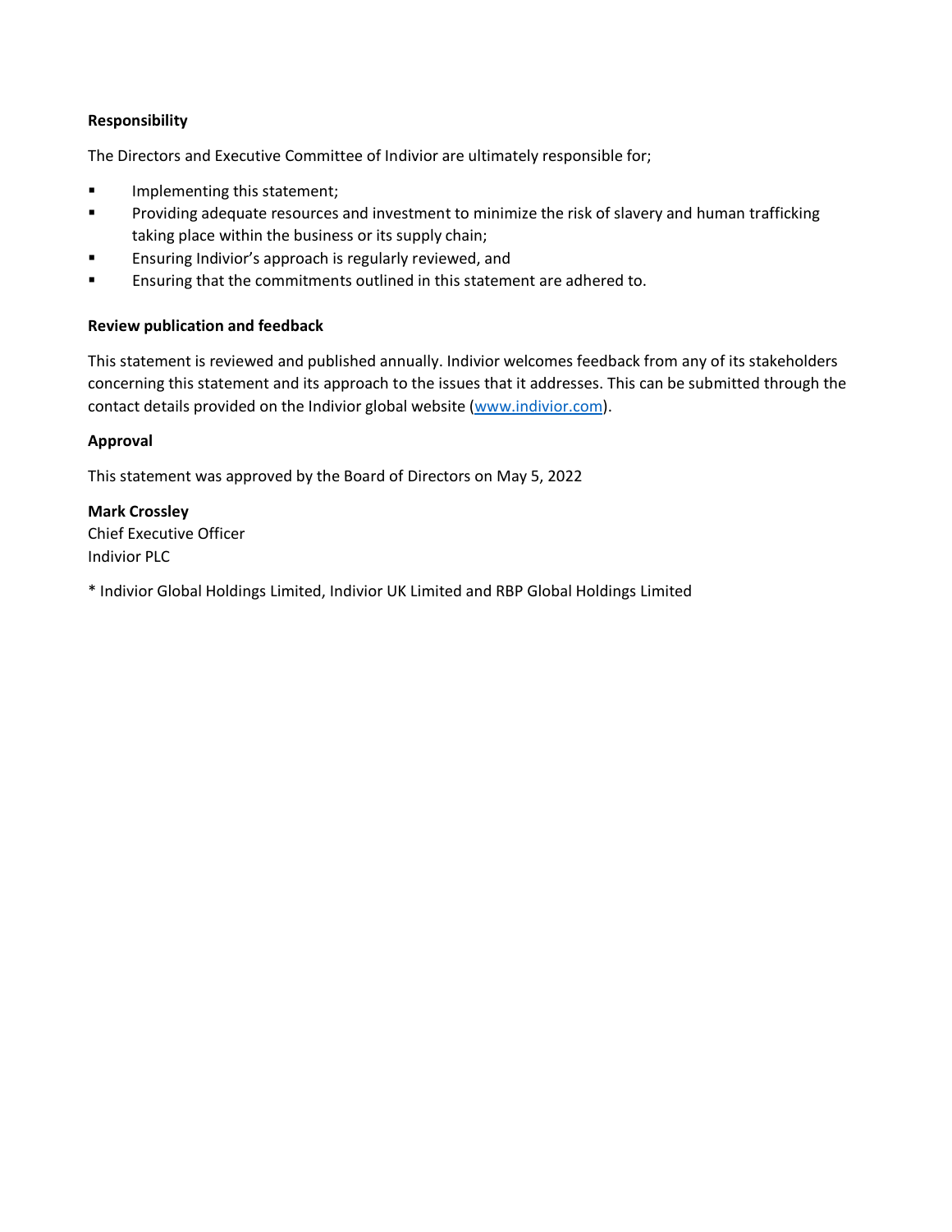**Responsibility**

The Directors and Executive Committee of Indivior are ultimately responsible for;

- Implementing this statement;
- Providing adequate resources and investment to minimize the risk of slavery and human trafficking taking place within the business or its supply chain;
- Ensuring Indivior's approach is regularly reviewed, and
- Ensuring that the commitments outlined in this statement are adhered to.

**Review publication and feedback**

This statement is reviewed and published annually. Indivior welcomes feedback from any of its stakeholders concerning this statement and its approach to the issues that it addresses. This can be submitted through the contact details provided on the Indivior global website (www.indivior.com).

**Approval**

This statement was approved by the Board of Directors on May 5, 2022

**Mark Crossley**
Chief Executive Officer
Indivior PLC

* Indivior Global Holdings Limited, Indivior UK Limited and RBP Global Holdings Limited